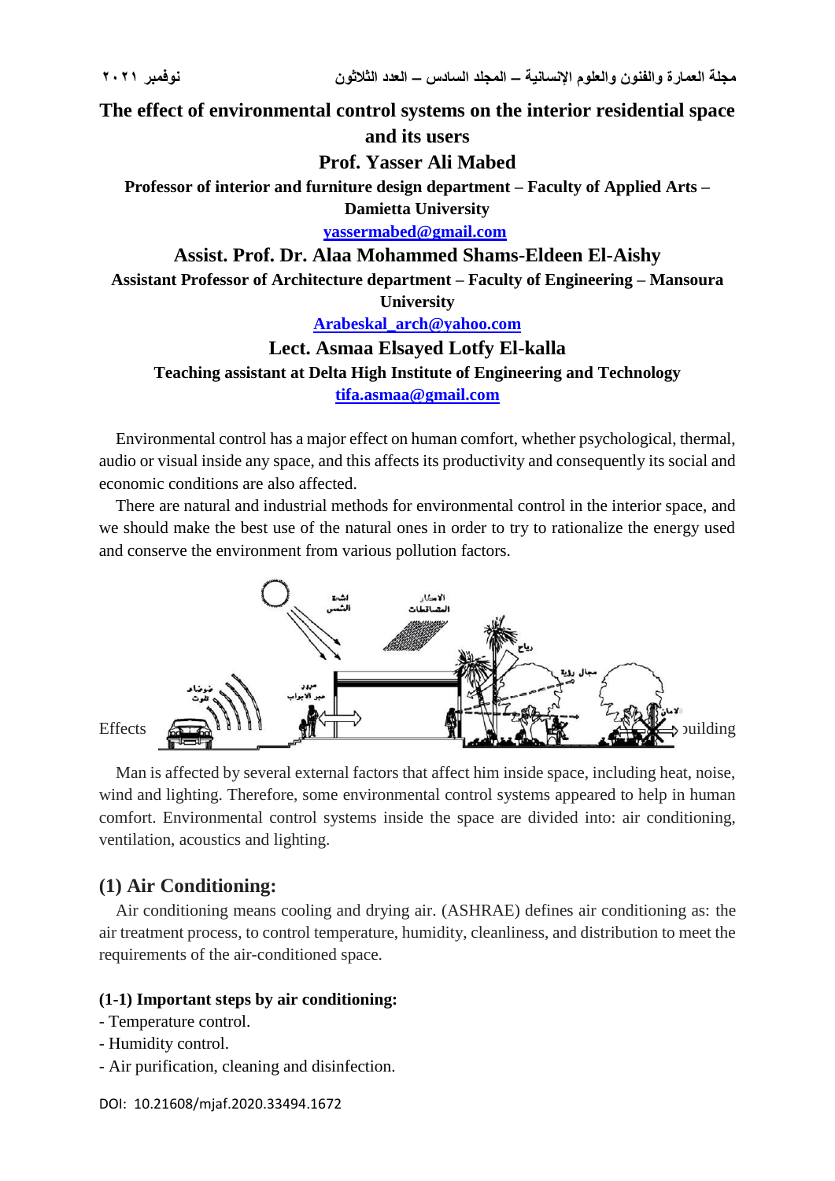# The effect of environmental control systems on the interior residential space and its users

**Prof. Yasser Ali Mabed**

**Professor of interior and furniture design department – Faculty of Applied Arts – Damietta University**

**yassermabed@gmail.com**

**Assist. Prof. Dr. Alaa Mohammed Shams-Eldeen El-Aishy**

**Assistant Professor of Architecture department – Faculty of Engineering – Mansoura University**

**Arabeskal_arch@yahoo.com**

**Lect. Asmaa Elsayed Lotfy El-kalla**

**Teaching assistant at Delta High Institute of Engineering and Technology**

**tifa.asmaa@gmail.com**

Environmental control has a major effect on human comfort, whether psychological, thermal, audio or visual inside any space, and this affects its productivity and consequently its social and economic conditions are also affected.

There are natural and industrial methods for environmental control in the interior space, and we should make the best use of the natural ones in order to try to rationalize the energy used and conserve the environment from various pollution factors.

Effects building

Man is affected by several external factors that affect him inside space, including heat, noise, wind and lighting. Therefore, some environmental control systems appeared to help in human comfort. Environmental control systems inside the space are divided into: air conditioning, ventilation, acoustics and lighting.

## (1) Air Conditioning:

Air conditioning means cooling and drying air. (ASHRAE) defines air conditioning as: the air treatment process, to control temperature, humidity, cleanliness, and distribution to meet the requirements of the air-conditioned space.

### (1-1) Important steps by air conditioning:

- Temperature control.
- Humidity control.
- Air purification, cleaning and disinfection.

DOI: 10.21608/mjaf.2020.33494.1672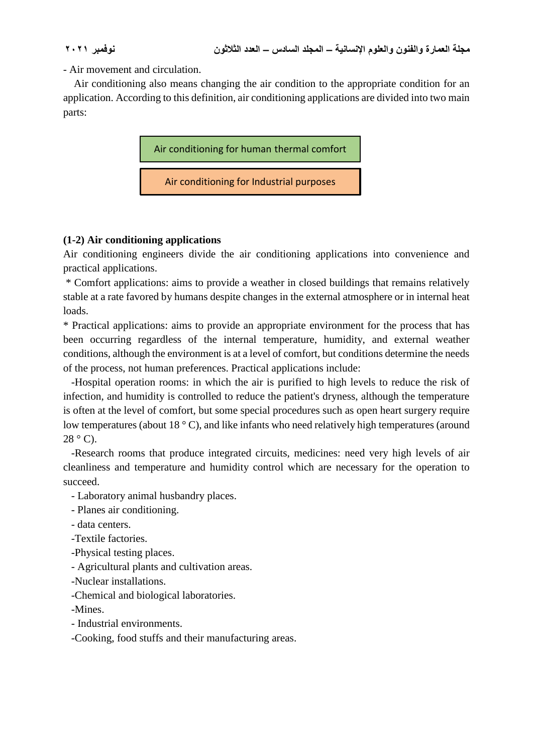- Air movement and circulation.

Air conditioning also means changing the air condition to the appropriate condition for an application. According to this definition, air conditioning applications are divided into two main parts:

Air conditioning for human thermal comfort

Air conditioning for Industrial purposes

**(1-2) Air conditioning applications**

Air conditioning engineers divide the air conditioning applications into convenience and practical applications.

* Comfort applications: aims to provide a weather in closed buildings that remains relatively stable at a rate favored by humans despite changes in the external atmosphere or in internal heat loads.

* Practical applications: aims to provide an appropriate environment for the process that has been occurring regardless of the internal temperature, humidity, and external weather conditions, although the environment is at a level of comfort, but conditions determine the needs of the process, not human preferences. Practical applications include:

-Hospital operation rooms: in which the air is purified to high levels to reduce the risk of infection, and humidity is controlled to reduce the patient's dryness, although the temperature is often at the level of comfort, but some special procedures such as open heart surgery require low temperatures (about 18 ° C), and like infants who need relatively high temperatures (around 28 ° C).

-Research rooms that produce integrated circuits, medicines: need very high levels of air cleanliness and temperature and humidity control which are necessary for the operation to succeed.

- Laboratory animal husbandry places.
- Planes air conditioning.
- data centers.
- Textile factories.
- Physical testing places.
- Agricultural plants and cultivation areas.
- Nuclear installations.
- Chemical and biological laboratories.
- Mines.
- Industrial environments.
- Cooking, food stuffs and their manufacturing areas.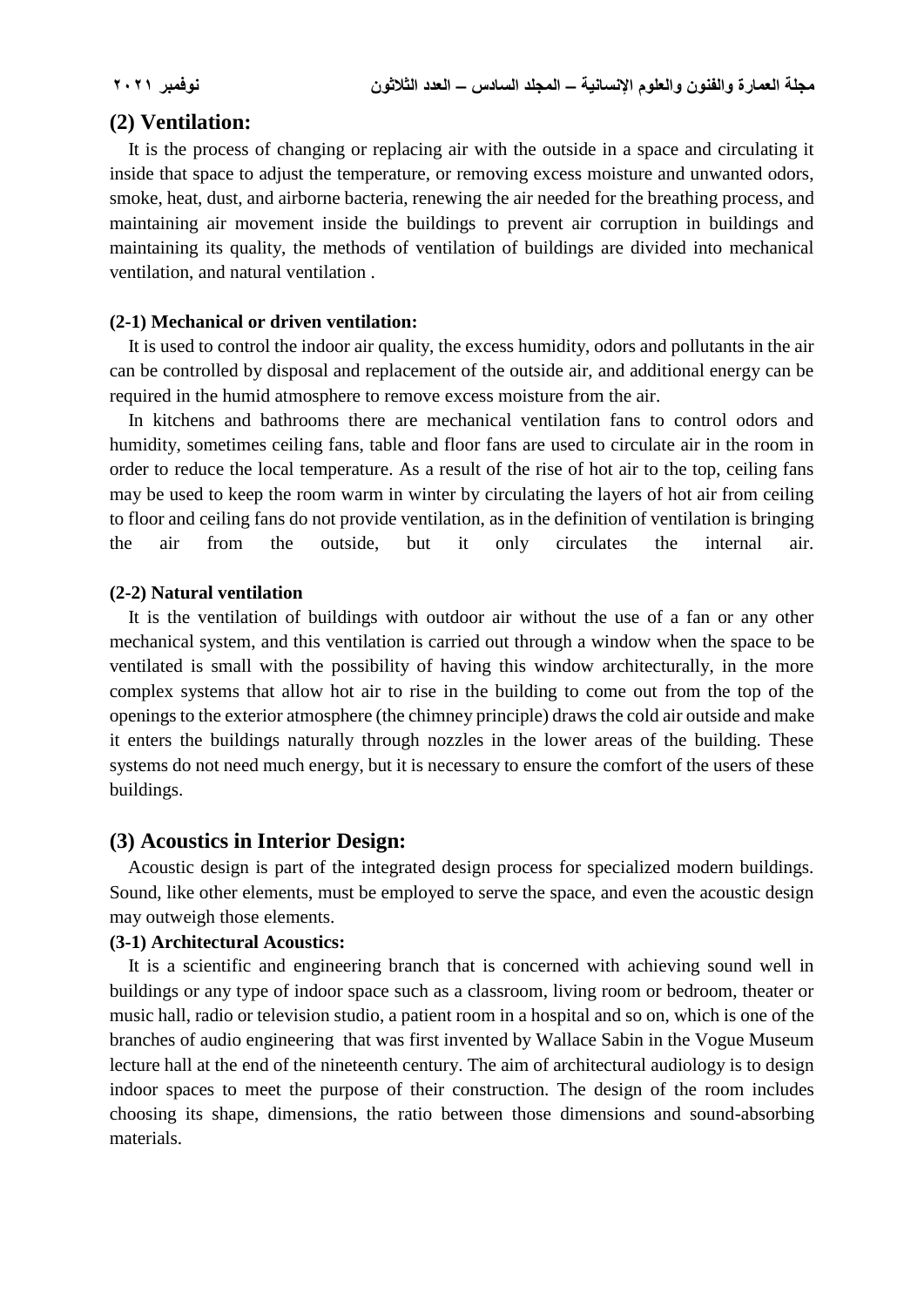## (2) Ventilation:

It is the process of changing or replacing air with the outside in a space and circulating it inside that space to adjust the temperature, or removing excess moisture and unwanted odors, smoke, heat, dust, and airborne bacteria, renewing the air needed for the breathing process, and maintaining air movement inside the buildings to prevent air corruption in buildings and maintaining its quality, the methods of ventilation of buildings are divided into mechanical ventilation, and natural ventilation .

### (2-1) Mechanical or driven ventilation:

It is used to control the indoor air quality, the excess humidity, odors and pollutants in the air can be controlled by disposal and replacement of the outside air, and additional energy can be required in the humid atmosphere to remove excess moisture from the air.

In kitchens and bathrooms there are mechanical ventilation fans to control odors and humidity, sometimes ceiling fans, table and floor fans are used to circulate air in the room in order to reduce the local temperature. As a result of the rise of hot air to the top, ceiling fans may be used to keep the room warm in winter by circulating the layers of hot air from ceiling to floor and ceiling fans do not provide ventilation, as in the definition of ventilation is bringing the air from the outside, but it only circulates the internal air.

### (2-2) Natural ventilation

It is the ventilation of buildings with outdoor air without the use of a fan or any other mechanical system, and this ventilation is carried out through a window when the space to be ventilated is small with the possibility of having this window architecturally, in the more complex systems that allow hot air to rise in the building to come out from the top of the openings to the exterior atmosphere (the chimney principle) draws the cold air outside and make it enters the buildings naturally through nozzles in the lower areas of the building. These systems do not need much energy, but it is necessary to ensure the comfort of the users of these buildings.

## (3) Acoustics in Interior Design:

Acoustic design is part of the integrated design process for specialized modern buildings. Sound, like other elements, must be employed to serve the space, and even the acoustic design may outweigh those elements.

### (3-1) Architectural Acoustics:

It is a scientific and engineering branch that is concerned with achieving sound well in buildings or any type of indoor space such as a classroom, living room or bedroom, theater or music hall, radio or television studio, a patient room in a hospital and so on, which is one of the branches of audio engineering that was first invented by Wallace Sabin in the Vogue Museum lecture hall at the end of the nineteenth century. The aim of architectural audiology is to design indoor spaces to meet the purpose of their construction. The design of the room includes choosing its shape, dimensions, the ratio between those dimensions and sound-absorbing materials.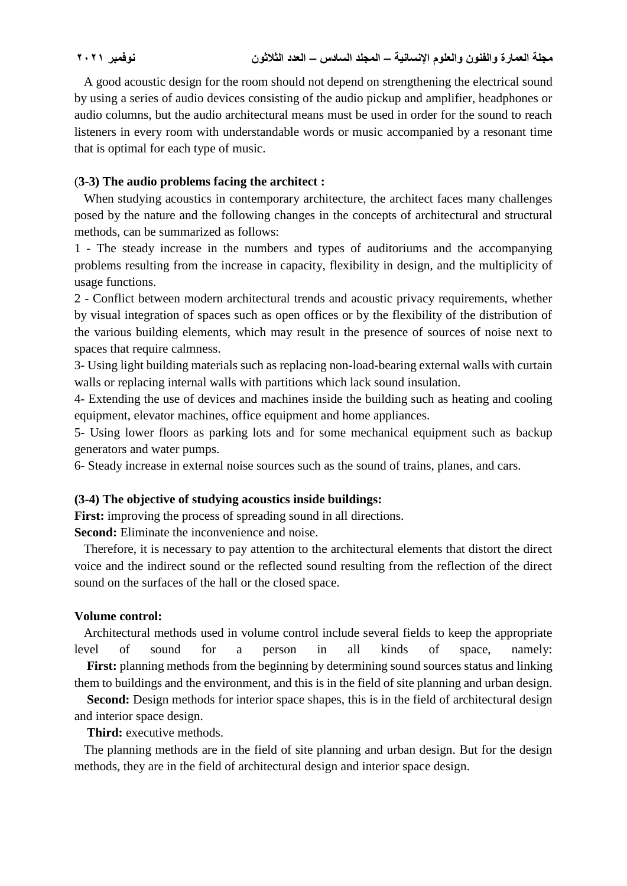A good acoustic design for the room should not depend on strengthening the electrical sound by using a series of audio devices consisting of the audio pickup and amplifier, headphones or audio columns, but the audio architectural means must be used in order for the sound to reach listeners in every room with understandable words or music accompanied by a resonant time that is optimal for each type of music.

### (3-3) The audio problems facing the architect :

When studying acoustics in contemporary architecture, the architect faces many challenges posed by the nature and the following changes in the concepts of architectural and structural methods, can be summarized as follows:

1 - The steady increase in the numbers and types of auditoriums and the accompanying problems resulting from the increase in capacity, flexibility in design, and the multiplicity of usage functions.

2 - Conflict between modern architectural trends and acoustic privacy requirements, whether by visual integration of spaces such as open offices or by the flexibility of the distribution of the various building elements, which may result in the presence of sources of noise next to spaces that require calmness.

3- Using light building materials such as replacing non-load-bearing external walls with curtain walls or replacing internal walls with partitions which lack sound insulation.

4- Extending the use of devices and machines inside the building such as heating and cooling equipment, elevator machines, office equipment and home appliances.

5- Using lower floors as parking lots and for some mechanical equipment such as backup generators and water pumps.

6- Steady increase in external noise sources such as the sound of trains, planes, and cars.

### (3-4) The objective of studying acoustics inside buildings:

**First:** improving the process of spreading sound in all directions.

**Second:** Eliminate the inconvenience and noise.

Therefore, it is necessary to pay attention to the architectural elements that distort the direct voice and the indirect sound or the reflected sound resulting from the reflection of the direct sound on the surfaces of the hall or the closed space.

**Volume control:**

Architectural methods used in volume control include several fields to keep the appropriate level of sound for a person in all kinds of space, namely:

**First:** planning methods from the beginning by determining sound sources status and linking them to buildings and the environment, and this is in the field of site planning and urban design.

**Second:** Design methods for interior space shapes, this is in the field of architectural design and interior space design.

**Third:** executive methods.

The planning methods are in the field of site planning and urban design. But for the design methods, they are in the field of architectural design and interior space design.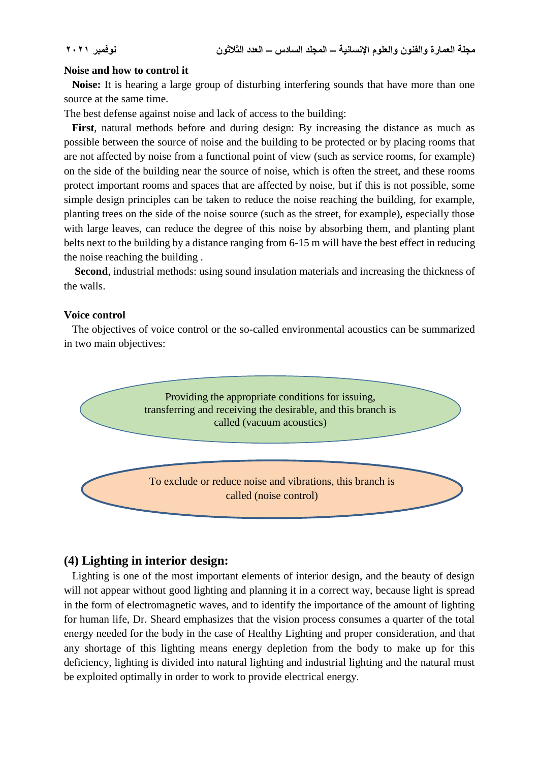**Noise and how to control it**

**Noise:** It is hearing a large group of disturbing interfering sounds that have more than one source at the same time.

The best defense against noise and lack of access to the building:

**First**, natural methods before and during design: By increasing the distance as much as possible between the source of noise and the building to be protected or by placing rooms that are not affected by noise from a functional point of view (such as service rooms, for example) on the side of the building near the source of noise, which is often the street, and these rooms protect important rooms and spaces that are affected by noise, but if this is not possible, some simple design principles can be taken to reduce the noise reaching the building, for example, planting trees on the side of the noise source (such as the street, for example), especially those with large leaves, can reduce the degree of this noise by absorbing them, and planting plant belts next to the building by a distance ranging from 6-15 m will have the best effect in reducing the noise reaching the building .

**Second**, industrial methods: using sound insulation materials and increasing the thickness of the walls.

**Voice control**

The objectives of voice control or the so-called environmental acoustics can be summarized in two main objectives:

Providing the appropriate conditions for issuing, transferring and receiving the desirable, and this branch is called (vacuum acoustics)

To exclude or reduce noise and vibrations, this branch is called (noise control)

## (4) Lighting in interior design:

Lighting is one of the most important elements of interior design, and the beauty of design will not appear without good lighting and planning it in a correct way, because light is spread in the form of electromagnetic waves, and to identify the importance of the amount of lighting for human life, Dr. Sheard emphasizes that the vision process consumes a quarter of the total energy needed for the body in the case of Healthy Lighting and proper consideration, and that any shortage of this lighting means energy depletion from the body to make up for this deficiency, lighting is divided into natural lighting and industrial lighting and the natural must be exploited optimally in order to work to provide electrical energy.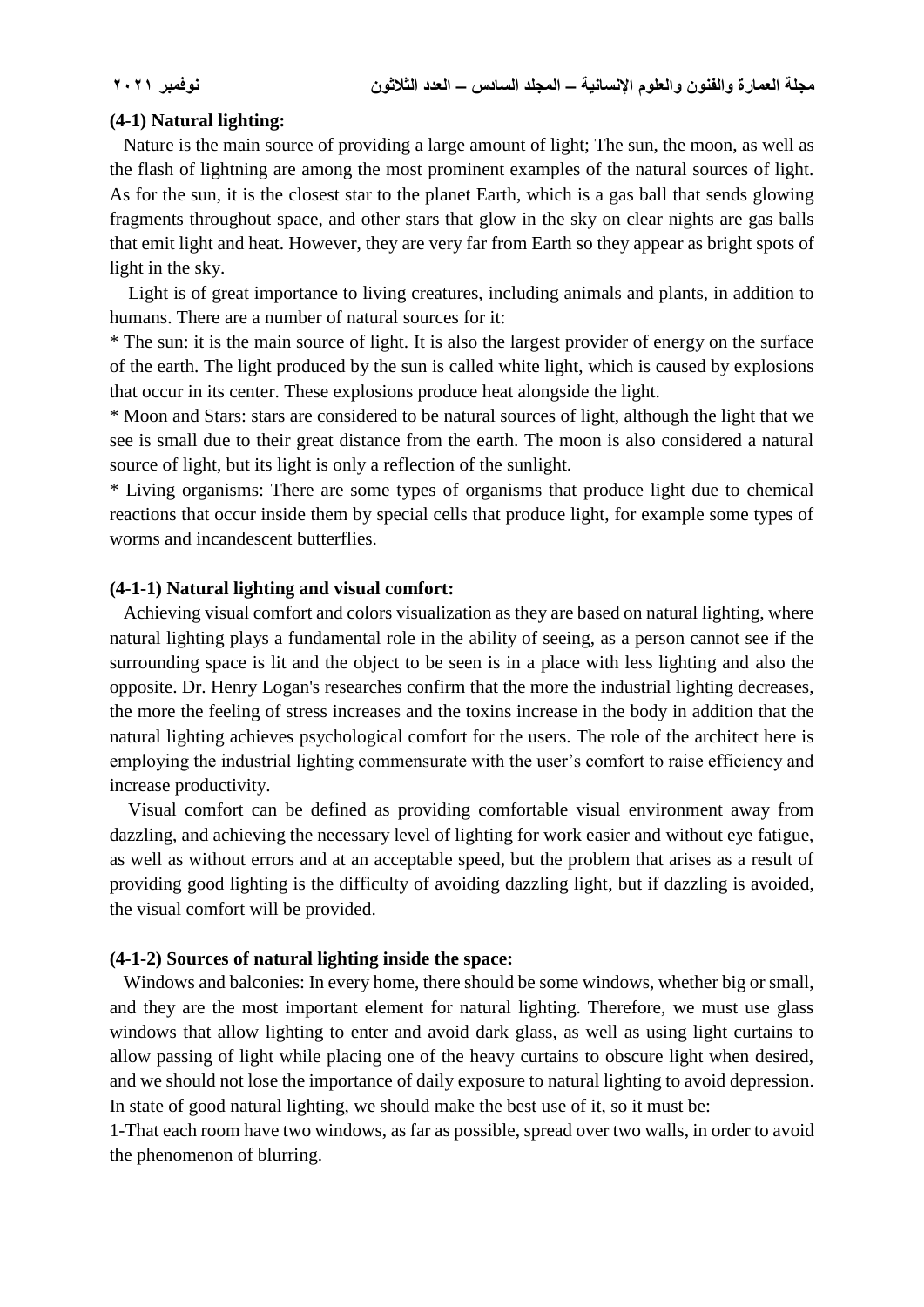### (4-1) Natural lighting:

Nature is the main source of providing a large amount of light; The sun, the moon, as well as the flash of lightning are among the most prominent examples of the natural sources of light. As for the sun, it is the closest star to the planet Earth, which is a gas ball that sends glowing fragments throughout space, and other stars that glow in the sky on clear nights are gas balls that emit light and heat. However, they are very far from Earth so they appear as bright spots of light in the sky.

Light is of great importance to living creatures, including animals and plants, in addition to humans. There are a number of natural sources for it:

* The sun: it is the main source of light. It is also the largest provider of energy on the surface of the earth. The light produced by the sun is called white light, which is caused by explosions that occur in its center. These explosions produce heat alongside the light.
* Moon and Stars: stars are considered to be natural sources of light, although the light that we see is small due to their great distance from the earth. The moon is also considered a natural source of light, but its light is only a reflection of the sunlight.
* Living organisms: There are some types of organisms that produce light due to chemical reactions that occur inside them by special cells that produce light, for example some types of worms and incandescent butterflies.

### (4-1-1) Natural lighting and visual comfort:

Achieving visual comfort and colors visualization as they are based on natural lighting, where natural lighting plays a fundamental role in the ability of seeing, as a person cannot see if the surrounding space is lit and the object to be seen is in a place with less lighting and also the opposite. Dr. Henry Logan's researches confirm that the more the industrial lighting decreases, the more the feeling of stress increases and the toxins increase in the body in addition that the natural lighting achieves psychological comfort for the users. The role of the architect here is employing the industrial lighting commensurate with the user's comfort to raise efficiency and increase productivity.

Visual comfort can be defined as providing comfortable visual environment away from dazzling, and achieving the necessary level of lighting for work easier and without eye fatigue, as well as without errors and at an acceptable speed, but the problem that arises as a result of providing good lighting is the difficulty of avoiding dazzling light, but if dazzling is avoided, the visual comfort will be provided.

### (4-1-2) Sources of natural lighting inside the space:

Windows and balconies: In every home, there should be some windows, whether big or small, and they are the most important element for natural lighting. Therefore, we must use glass windows that allow lighting to enter and avoid dark glass, as well as using light curtains to allow passing of light while placing one of the heavy curtains to obscure light when desired, and we should not lose the importance of daily exposure to natural lighting to avoid depression. In state of good natural lighting, we should make the best use of it, so it must be:

1-That each room have two windows, as far as possible, spread over two walls, in order to avoid the phenomenon of blurring.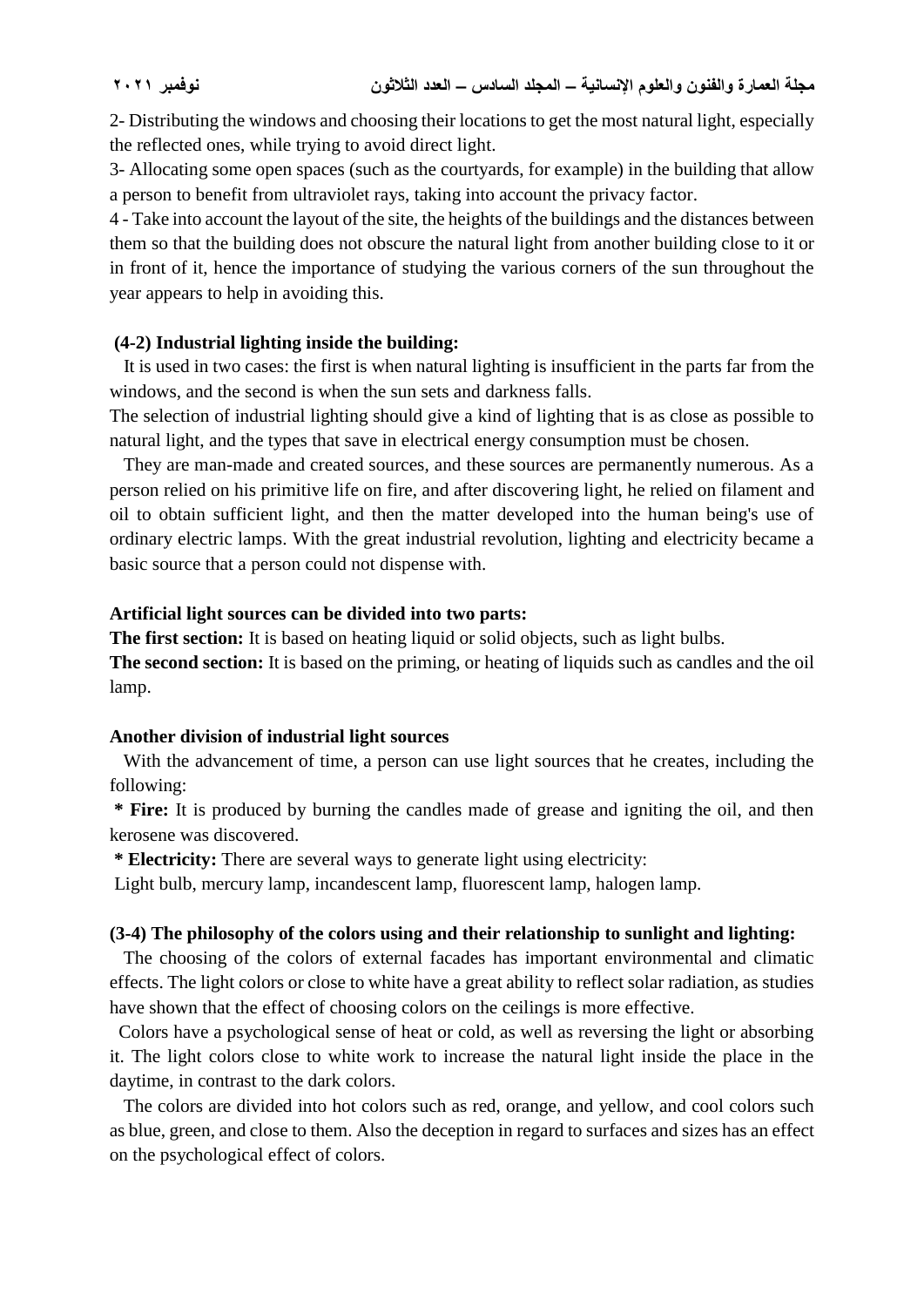2- Distributing the windows and choosing their locations to get the most natural light, especially the reflected ones, while trying to avoid direct light.

3- Allocating some open spaces (such as the courtyards, for example) in the building that allow a person to benefit from ultraviolet rays, taking into account the privacy factor.

4 - Take into account the layout of the site, the heights of the buildings and the distances between them so that the building does not obscure the natural light from another building close to it or in front of it, hence the importance of studying the various corners of the sun throughout the year appears to help in avoiding this.

### (4-2) Industrial lighting inside the building:

It is used in two cases: the first is when natural lighting is insufficient in the parts far from the windows, and the second is when the sun sets and darkness falls.

The selection of industrial lighting should give a kind of lighting that is as close as possible to natural light, and the types that save in electrical energy consumption must be chosen.

They are man-made and created sources, and these sources are permanently numerous. As a person relied on his primitive life on fire, and after discovering light, he relied on filament and oil to obtain sufficient light, and then the matter developed into the human being's use of ordinary electric lamps. With the great industrial revolution, lighting and electricity became a basic source that a person could not dispense with.

**Artificial light sources can be divided into two parts:**

**The first section:** It is based on heating liquid or solid objects, such as light bulbs.

**The second section:** It is based on the priming, or heating of liquids such as candles and the oil lamp.

**Another division of industrial light sources**

With the advancement of time, a person can use light sources that he creates, including the following:

**\* Fire:** It is produced by burning the candles made of grease and igniting the oil, and then kerosene was discovered.

**\* Electricity:** There are several ways to generate light using electricity:

Light bulb, mercury lamp, incandescent lamp, fluorescent lamp, halogen lamp.

### (3-4) The philosophy of the colors using and their relationship to sunlight and lighting:

The choosing of the colors of external facades has important environmental and climatic effects. The light colors or close to white have a great ability to reflect solar radiation, as studies have shown that the effect of choosing colors on the ceilings is more effective.

Colors have a psychological sense of heat or cold, as well as reversing the light or absorbing it. The light colors close to white work to increase the natural light inside the place in the daytime, in contrast to the dark colors.

The colors are divided into hot colors such as red, orange, and yellow, and cool colors such as blue, green, and close to them. Also the deception in regard to surfaces and sizes has an effect on the psychological effect of colors.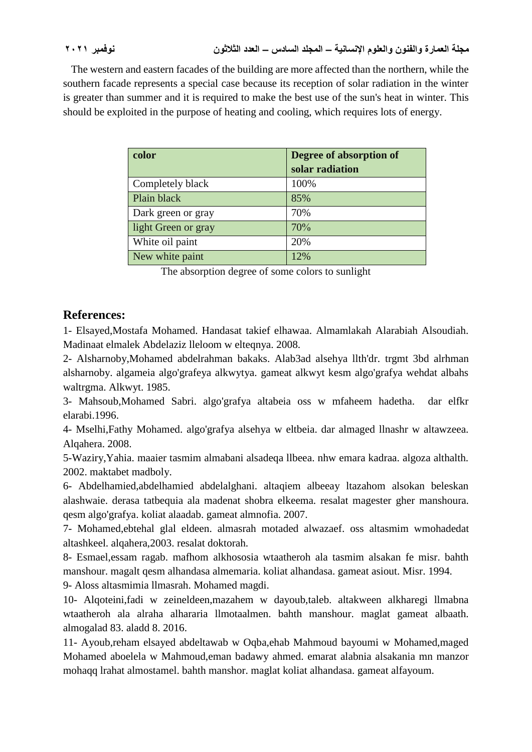The western and eastern facades of the building are more affected than the northern, while the southern facade represents a special case because its reception of solar radiation in the winter is greater than summer and it is required to make the best use of the sun's heat in winter. This should be exploited in the purpose of heating and cooling, which requires lots of energy.

| color | Degree of absorption of solar radiation |
|---|---|
| Completely black | 100% |
| Plain black | 85% |
| Dark green or gray | 70% |
| light Green or gray | 70% |
| White oil paint | 20% |
| New white paint | 12% |

The absorption degree of some colors to sunlight

## References:

1- Elsayed,Mostafa Mohamed. Handasat takief elhawaa. Almamlakah Alarabiah Alsoudiah. Madinaat elmalek Abdelaziz lleloom w elteqnya. 2008.

2- Alsharnoby,Mohamed abdelrahman bakaks. Alab3ad alsehya llth'dr. trgmt 3bd alrhman alsharnoby. algameia algo'grafeya alkwytya. gameat alkwyt kesm algo'grafya wehdat albahs waltrgma. Alkwyt. 1985.

3- Mahsoub,Mohamed Sabri. algo'grafya altabeia oss w mfaheem hadetha. dar elfkr elarabi.1996.

4- Mselhi,Fathy Mohamed. algo'grafya alsehya w eltbeia. dar almaged llnashr w altawzeea. Alqahera. 2008.

5-Waziry,Yahia. maaier tasmim almabani alsadeqa llbeea. nhw emara kadraa. algoza althalth. 2002. maktabet madboly.

6- Abdelhamied,abdelhamied abdelalghani. altaqiem albeeay ltazahom alsokan beleskan alashwaie. derasa tatbequia ala madenat shobra elkeema. resalat magester gher manshoura. qesm algo'grafya. koliat alaadab. gameat almnofia. 2007.

7- Mohamed,ebtehal glal eldeen. almasrah motaded alwazaef. oss altasmim wmohadedat altashkeel. alqahera,2003. resalat doktorah.

8- Esmael,essam ragab. mafhom alkhososia wtaatheroh ala tasmim alsakan fe misr. bahth manshour. magalt qesm alhandasa almemaria. koliat alhandasa. gameat asiout. Misr. 1994.

9- Aloss altasmimia llmasrah. Mohamed magdi.

10- Alqoteini,fadi w zeineldeen,mazahem w dayoub,taleb. altakween alkharegi llmabna wtaatheroh ala alraha alhararia llmotaalmen. bahth manshour. maglat gameat albaath. almogalad 83. aladd 8. 2016.

11- Ayoub,reham elsayed abdeltawab w Oqba,ehab Mahmoud bayoumi w Mohamed,maged Mohamed aboelela w Mahmoud,eman badawy ahmed. emarat alabnia alsakania mn manzor mohaqq lrahat almostamel. bahth manshor. maglat koliat alhandasa. gameat alfayoum.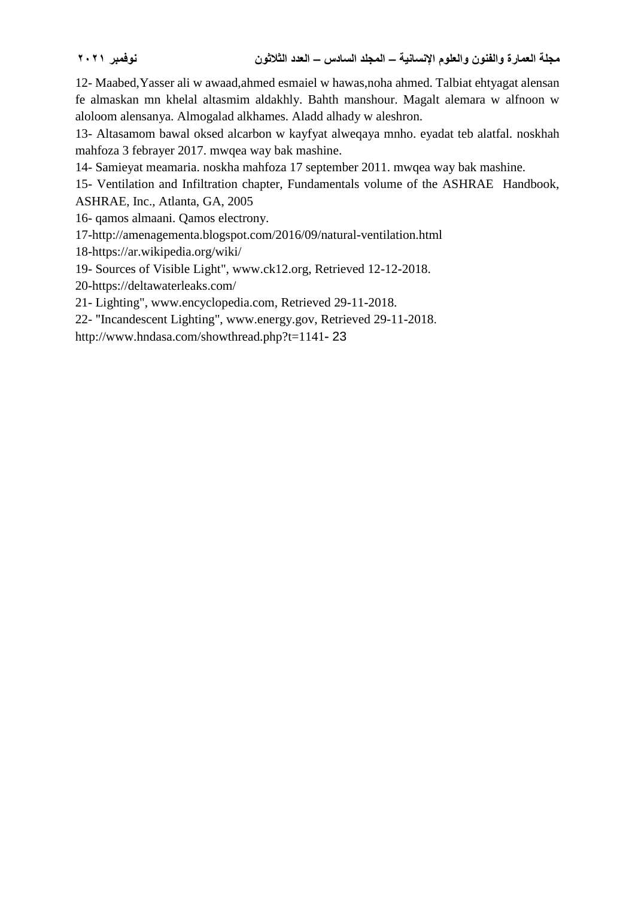12- Maabed,Yasser ali w awaad,ahmed esmaiel w hawas,noha ahmed. Talbiat ehtyagat alensan fe almaskan mn khelal altasmim aldakhly. Bahth manshour. Magalt alemara w alfnoon w aloloom alensanya. Almogalad alkhames. Aladd alhady w aleshron.

13- Altasamom bawal oksed alcarbon w kayfyat alweqaya mnho. eyadat teb alatfal. noskhah mahfoza 3 febrayer 2017. mwqea way bak mashine.

14- Samieyat meamaria. noskha mahfoza 17 september 2011. mwqea way bak mashine.

15- Ventilation and Infiltration chapter, Fundamentals volume of the ASHRAE Handbook, ASHRAE, Inc., Atlanta, GA, 2005

16- qamos almaani. Qamos electrony.

17-http://amenagementa.blogspot.com/2016/09/natural-ventilation.html

18-https://ar.wikipedia.org/wiki/

19- Sources of Visible Light", www.ck12.org, Retrieved 12-12-2018.

20-https://deltawaterleaks.com/

21- Lighting", www.encyclopedia.com, Retrieved 29-11-2018.

22- "Incandescent Lighting", www.energy.gov, Retrieved 29-11-2018.

http://www.hndasa.com/showthread.php?t=1141- 23